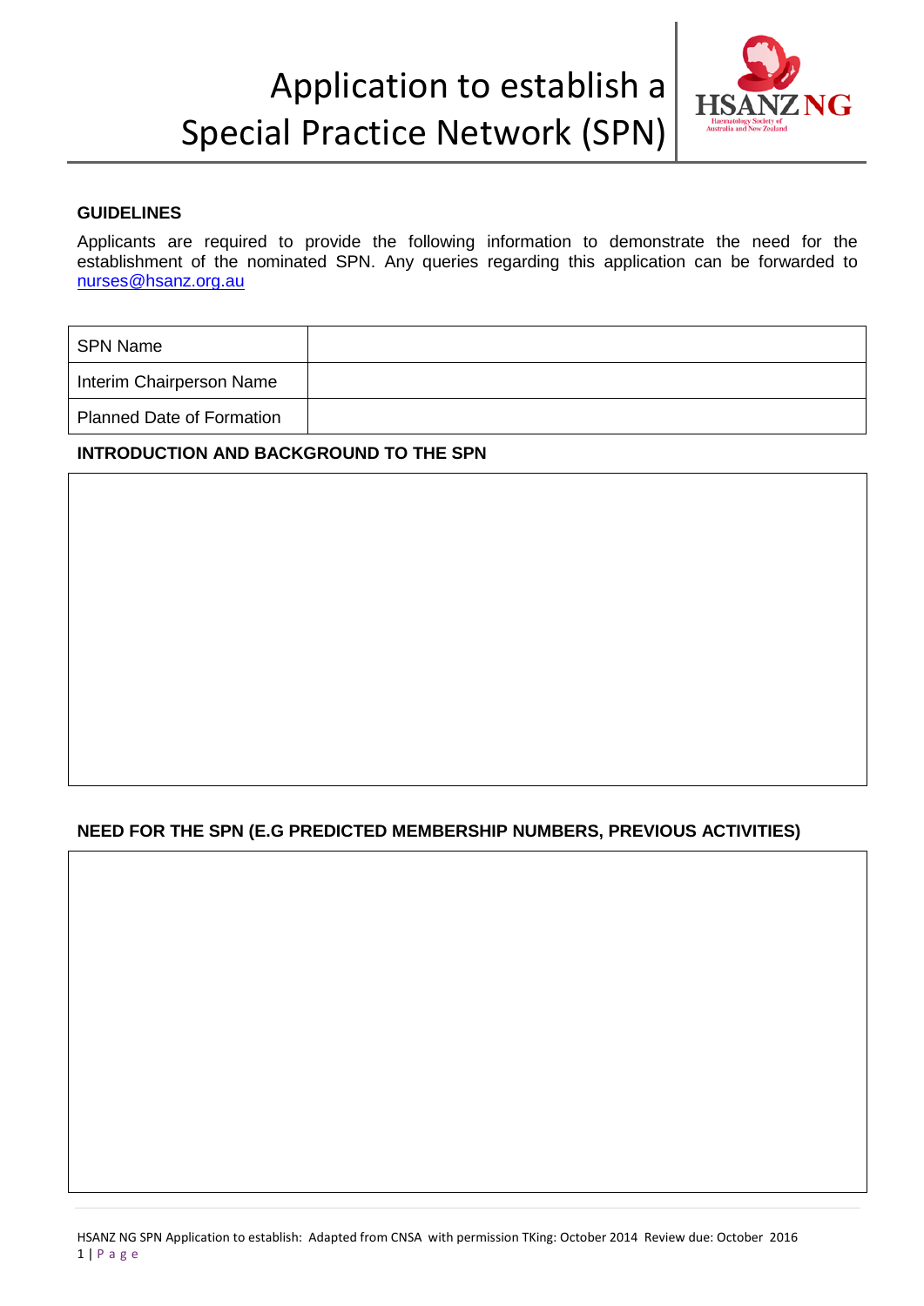# Application to establish a Special Practice Network (SPN)

**GUIDELINES**

Applicants are required to provide the following information to demonstrate the need for the establishment of the nominated SPN. Any queries regarding this application can be forwarded to nurses@hsanz.org.au

| SPN Name | |
|---|---|
| Interim Chairperson Name | |
| Planned Date of Formation | |

**INTRODUCTION AND BACKGROUND TO THE SPN**

| |
|---|
| |

**NEED FOR THE SPN (E.G PREDICTED MEMBERSHIP NUMBERS, PREVIOUS ACTIVITIES)**

| |
|---|
| |

HSANZ NG SPN Application to establish: Adapted from CNSA with permission TKing: October 2014 Review due: October 2016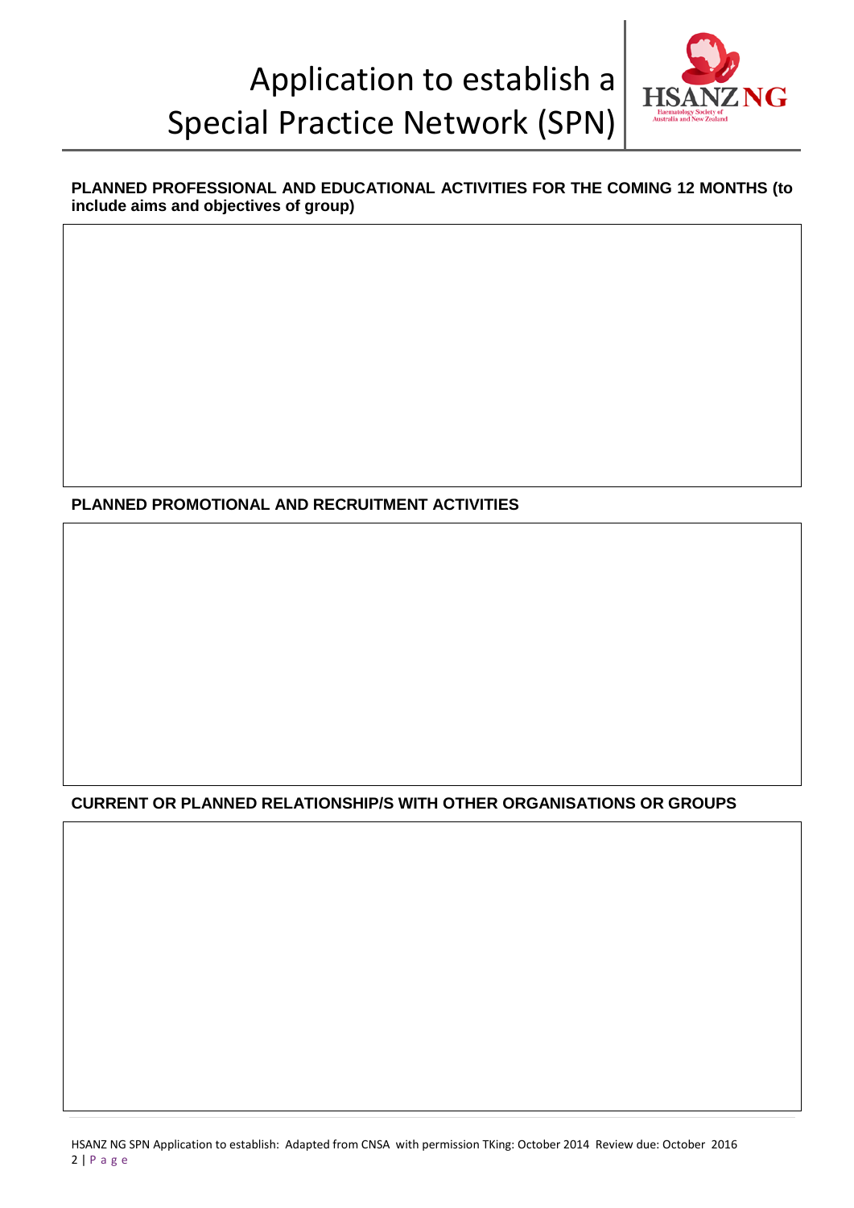## PLANNED PROFESSIONAL AND EDUCATIONAL ACTIVITIES FOR THE COMING 12 MONTHS (to include aims and objectives of group)

## PLANNED PROMOTIONAL AND RECRUITMENT ACTIVITIES

## CURRENT OR PLANNED RELATIONSHIP/S WITH OTHER ORGANISATIONS OR GROUPS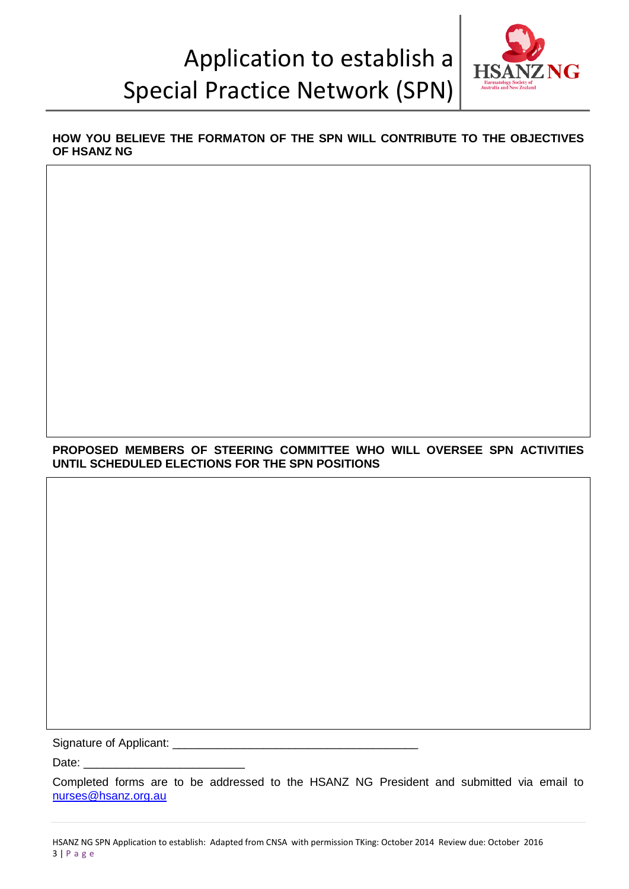# Application to establish a Special Practice Network (SPN)

**HOW YOU BELIEVE THE FORMATON OF THE SPN WILL CONTRIBUTE TO THE OBJECTIVES OF HSANZ NG**

**PROPOSED MEMBERS OF STEERING COMMITTEE WHO WILL OVERSEE SPN ACTIVITIES UNTIL SCHEDULED ELECTIONS FOR THE SPN POSITIONS**

Signature of Applicant: _____________________________________

Date: ________________________

Completed forms are to be addressed to the HSANZ NG President and submitted via email to [nurses@hsanz.org.au](mailto:nurses@hsanz.org.au)